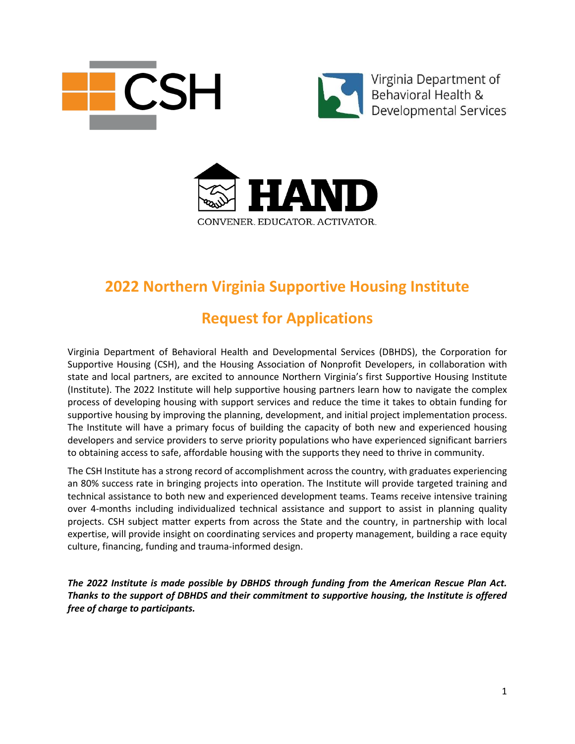CSH

Virginia Department of Behavioral Health & Developmental Services

HAND

CONVENER. EDUCATOR. ACTIVATOR.

# 2022 Northern Virginia Supportive Housing Institute

## Request for Applications

Virginia Department of Behavioral Health and Developmental Services (DBHDS), the Corporation for Supportive Housing (CSH), and the Housing Association of Nonprofit Developers, in collaboration with state and local partners, are excited to announce Northern Virginia's first Supportive Housing Institute (Institute). The 2022 Institute will help supportive housing partners learn how to navigate the complex process of developing housing with support services and reduce the time it takes to obtain funding for supportive housing by improving the planning, development, and initial project implementation process. The Institute will have a primary focus of building the capacity of both new and experienced housing developers and service providers to serve priority populations who have experienced significant barriers to obtaining access to safe, affordable housing with the supports they need to thrive in community.

The CSH Institute has a strong record of accomplishment across the country, with graduates experiencing an 80% success rate in bringing projects into operation. The Institute will provide targeted training and technical assistance to both new and experienced development teams. Teams receive intensive training over 4-months including individualized technical assistance and support to assist in planning quality projects. CSH subject matter experts from across the State and the country, in partnership with local expertise, will provide insight on coordinating services and property management, building a race equity culture, financing, funding and trauma-informed design.

***The 2022 Institute is made possible by DBHDS through funding from the American Rescue Plan Act. Thanks to the support of DBHDS and their commitment to supportive housing, the Institute is offered free of charge to participants.***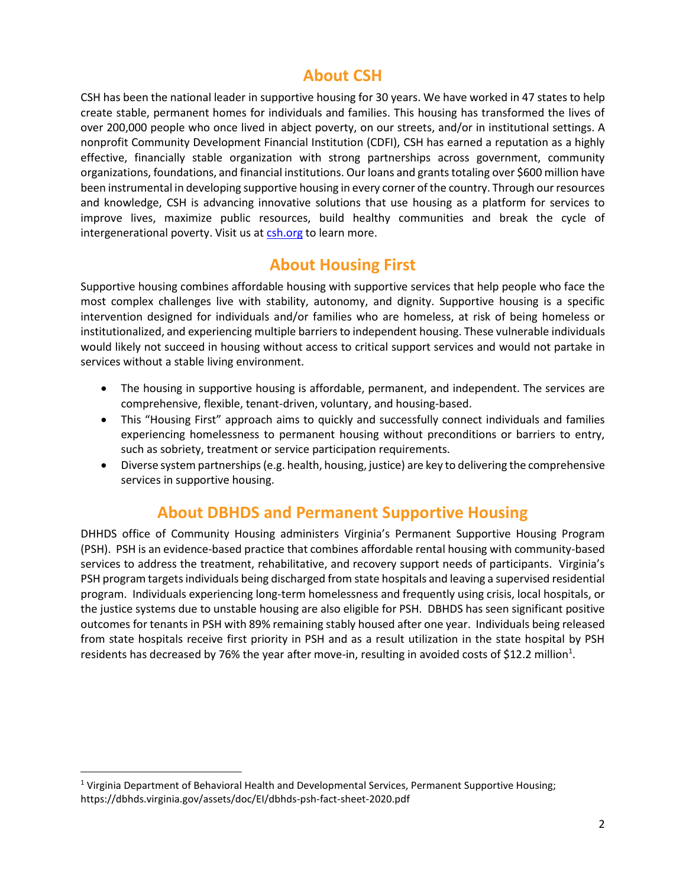## About CSH

CSH has been the national leader in supportive housing for 30 years. We have worked in 47 states to help create stable, permanent homes for individuals and families. This housing has transformed the lives of over 200,000 people who once lived in abject poverty, on our streets, and/or in institutional settings. A nonprofit Community Development Financial Institution (CDFI), CSH has earned a reputation as a highly effective, financially stable organization with strong partnerships across government, community organizations, foundations, and financial institutions. Our loans and grants totaling over $600 million have been instrumental in developing supportive housing in every corner of the country. Through our resources and knowledge, CSH is advancing innovative solutions that use housing as a platform for services to improve lives, maximize public resources, build healthy communities and break the cycle of intergenerational poverty. Visit us at [csh.org](csh.org) to learn more.

## About Housing First

Supportive housing combines affordable housing with supportive services that help people who face the most complex challenges live with stability, autonomy, and dignity. Supportive housing is a specific intervention designed for individuals and/or families who are homeless, at risk of being homeless or institutionalized, and experiencing multiple barriers to independent housing. These vulnerable individuals would likely not succeed in housing without access to critical support services and would not partake in services without a stable living environment.

- The housing in supportive housing is affordable, permanent, and independent. The services are comprehensive, flexible, tenant-driven, voluntary, and housing-based.
- This "Housing First" approach aims to quickly and successfully connect individuals and families experiencing homelessness to permanent housing without preconditions or barriers to entry, such as sobriety, treatment or service participation requirements.
- Diverse system partnerships (e.g. health, housing, justice) are key to delivering the comprehensive services in supportive housing.

## About DBHDS and Permanent Supportive Housing

DHHDS office of Community Housing administers Virginia's Permanent Supportive Housing Program (PSH). PSH is an evidence-based practice that combines affordable rental housing with community-based services to address the treatment, rehabilitative, and recovery support needs of participants. Virginia's PSH program targets individuals being discharged from state hospitals and leaving a supervised residential program. Individuals experiencing long-term homelessness and frequently using crisis, local hospitals, or the justice systems due to unstable housing are also eligible for PSH. DBHDS has seen significant positive outcomes for tenants in PSH with 89% remaining stably housed after one year. Individuals being released from state hospitals receive first priority in PSH and as a result utilization in the state hospital by PSH residents has decreased by 76% the year after move-in, resulting in avoided costs of $12.2 million[1].

---

[1] Virginia Department of Behavioral Health and Developmental Services, Permanent Supportive Housing; https://dbhds.virginia.gov/assets/doc/EI/dbhds-psh-fact-sheet-2020.pdf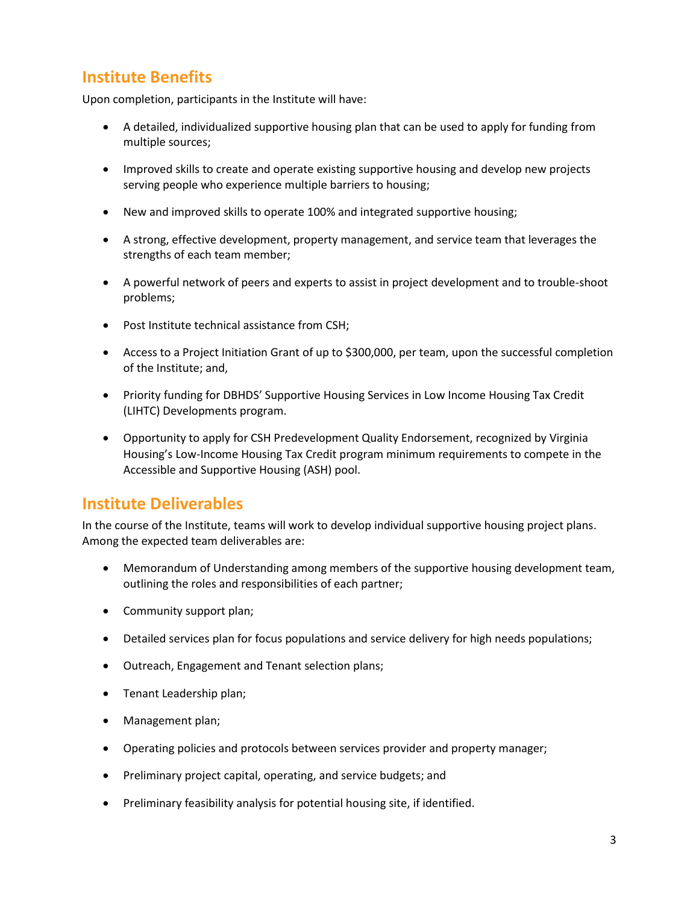## Institute Benefits

Upon completion, participants in the Institute will have:

- A detailed, individualized supportive housing plan that can be used to apply for funding from multiple sources;
- Improved skills to create and operate existing supportive housing and develop new projects serving people who experience multiple barriers to housing;
- New and improved skills to operate 100% and integrated supportive housing;
- A strong, effective development, property management, and service team that leverages the strengths of each team member;
- A powerful network of peers and experts to assist in project development and to trouble-shoot problems;
- Post Institute technical assistance from CSH;
- Access to a Project Initiation Grant of up to $300,000, per team, upon the successful completion of the Institute; and,
- Priority funding for DBHDS' Supportive Housing Services in Low Income Housing Tax Credit (LIHTC) Developments program.
- Opportunity to apply for CSH Predevelopment Quality Endorsement, recognized by Virginia Housing's Low-Income Housing Tax Credit program minimum requirements to compete in the Accessible and Supportive Housing (ASH) pool.

## Institute Deliverables

In the course of the Institute, teams will work to develop individual supportive housing project plans. Among the expected team deliverables are:

- Memorandum of Understanding among members of the supportive housing development team, outlining the roles and responsibilities of each partner;
- Community support plan;
- Detailed services plan for focus populations and service delivery for high needs populations;
- Outreach, Engagement and Tenant selection plans;
- Tenant Leadership plan;
- Management plan;
- Operating policies and protocols between services provider and property manager;
- Preliminary project capital, operating, and service budgets; and
- Preliminary feasibility analysis for potential housing site, if identified.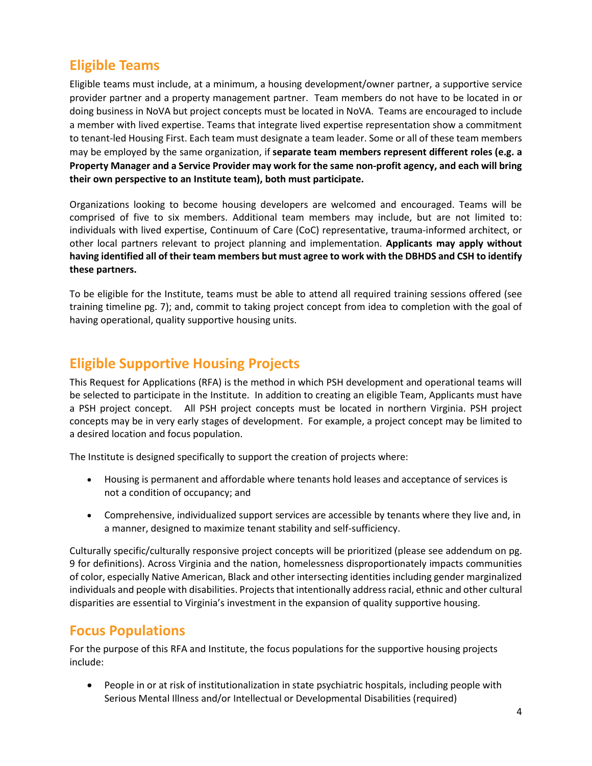## Eligible Teams

Eligible teams must include, at a minimum, a housing development/owner partner, a supportive service provider partner and a property management partner. Team members do not have to be located in or doing business in NoVA but project concepts must be located in NoVA. Teams are encouraged to include a member with lived expertise. Teams that integrate lived expertise representation show a commitment to tenant-led Housing First. Each team must designate a team leader. Some or all of these team members may be employed by the same organization, if **separate team members represent different roles (e.g. a Property Manager and a Service Provider may work for the same non-profit agency, and each will bring their own perspective to an Institute team), both must participate.**

Organizations looking to become housing developers are welcomed and encouraged. Teams will be comprised of five to six members. Additional team members may include, but are not limited to: individuals with lived expertise, Continuum of Care (CoC) representative, trauma-informed architect, or other local partners relevant to project planning and implementation. **Applicants may apply without having identified all of their team members but must agree to work with the DBHDS and CSH to identify these partners.**

To be eligible for the Institute, teams must be able to attend all required training sessions offered (see training timeline pg. 7); and, commit to taking project concept from idea to completion with the goal of having operational, quality supportive housing units.

## Eligible Supportive Housing Projects

This Request for Applications (RFA) is the method in which PSH development and operational teams will be selected to participate in the Institute. In addition to creating an eligible Team, Applicants must have a PSH project concept. All PSH project concepts must be located in northern Virginia. PSH project concepts may be in very early stages of development. For example, a project concept may be limited to a desired location and focus population.

The Institute is designed specifically to support the creation of projects where:

- Housing is permanent and affordable where tenants hold leases and acceptance of services is not a condition of occupancy; and
- Comprehensive, individualized support services are accessible by tenants where they live and, in a manner, designed to maximize tenant stability and self-sufficiency.

Culturally specific/culturally responsive project concepts will be prioritized (please see addendum on pg. 9 for definitions). Across Virginia and the nation, homelessness disproportionately impacts communities of color, especially Native American, Black and other intersecting identities including gender marginalized individuals and people with disabilities. Projects that intentionally address racial, ethnic and other cultural disparities are essential to Virginia's investment in the expansion of quality supportive housing.

## Focus Populations

For the purpose of this RFA and Institute, the focus populations for the supportive housing projects include:

- People in or at risk of institutionalization in state psychiatric hospitals, including people with Serious Mental Illness and/or Intellectual or Developmental Disabilities (required)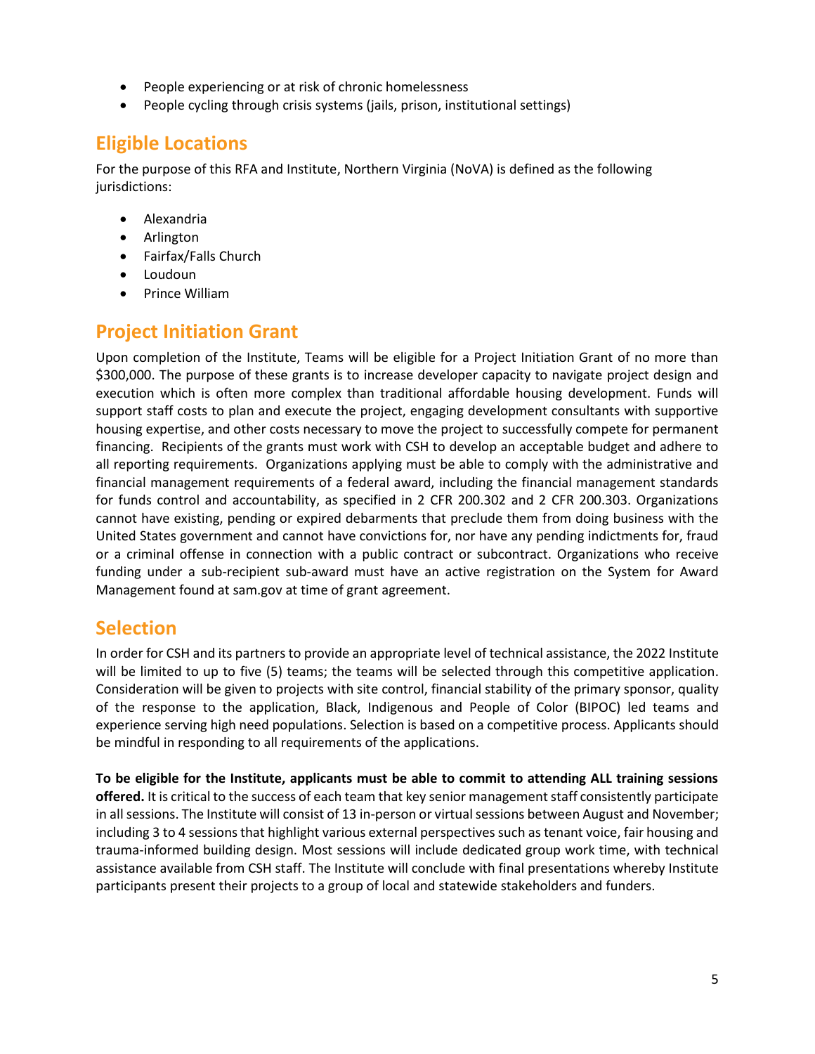- People experiencing or at risk of chronic homelessness
- People cycling through crisis systems (jails, prison, institutional settings)

## Eligible Locations

For the purpose of this RFA and Institute, Northern Virginia (NoVA) is defined as the following jurisdictions:

- Alexandria
- Arlington
- Fairfax/Falls Church
- Loudoun
- Prince William

## Project Initiation Grant

Upon completion of the Institute, Teams will be eligible for a Project Initiation Grant of no more than $300,000. The purpose of these grants is to increase developer capacity to navigate project design and execution which is often more complex than traditional affordable housing development. Funds will support staff costs to plan and execute the project, engaging development consultants with supportive housing expertise, and other costs necessary to move the project to successfully compete for permanent financing. Recipients of the grants must work with CSH to develop an acceptable budget and adhere to all reporting requirements. Organizations applying must be able to comply with the administrative and financial management requirements of a federal award, including the financial management standards for funds control and accountability, as specified in 2 CFR 200.302 and 2 CFR 200.303. Organizations cannot have existing, pending or expired debarments that preclude them from doing business with the United States government and cannot have convictions for, nor have any pending indictments for, fraud or a criminal offense in connection with a public contract or subcontract. Organizations who receive funding under a sub-recipient sub-award must have an active registration on the System for Award Management found at sam.gov at time of grant agreement.

## Selection

In order for CSH and its partners to provide an appropriate level of technical assistance, the 2022 Institute will be limited to up to five (5) teams; the teams will be selected through this competitive application. Consideration will be given to projects with site control, financial stability of the primary sponsor, quality of the response to the application, Black, Indigenous and People of Color (BIPOC) led teams and experience serving high need populations. Selection is based on a competitive process. Applicants should be mindful in responding to all requirements of the applications.

**To be eligible for the Institute, applicants must be able to commit to attending ALL training sessions offered.** It is critical to the success of each team that key senior management staff consistently participate in all sessions. The Institute will consist of 13 in-person or virtual sessions between August and November; including 3 to 4 sessions that highlight various external perspectives such as tenant voice, fair housing and trauma-informed building design. Most sessions will include dedicated group work time, with technical assistance available from CSH staff. The Institute will conclude with final presentations whereby Institute participants present their projects to a group of local and statewide stakeholders and funders.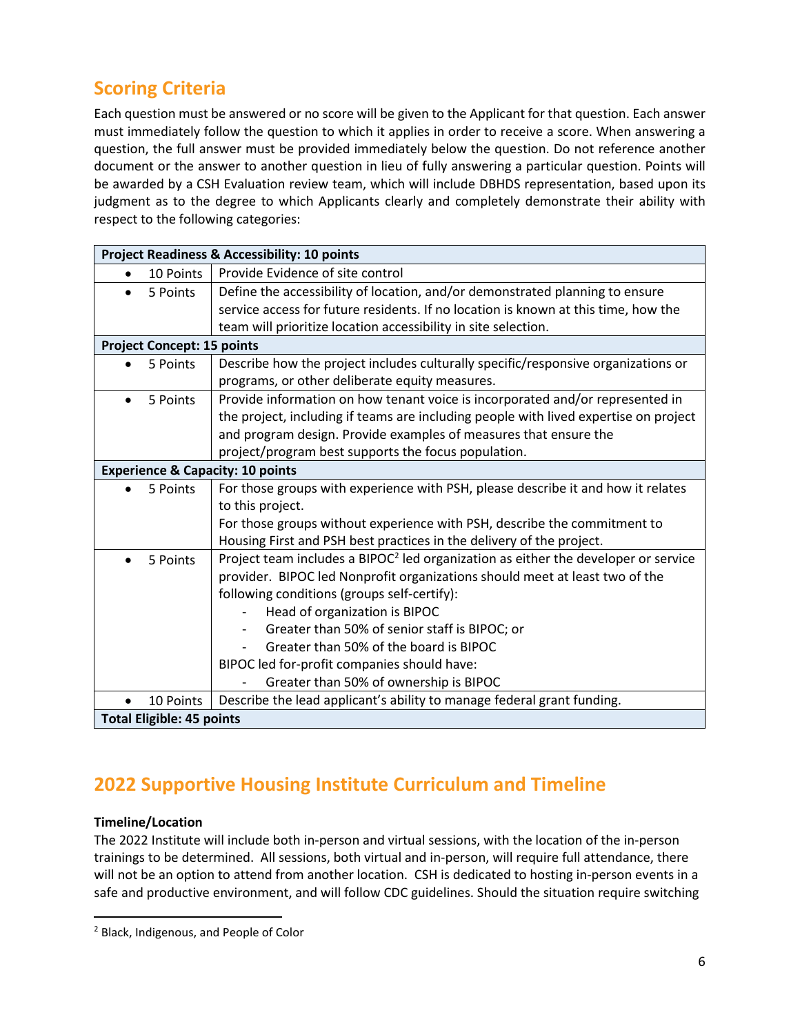## Scoring Criteria

Each question must be answered or no score will be given to the Applicant for that question. Each answer must immediately follow the question to which it applies in order to receive a score. When answering a question, the full answer must be provided immediately below the question. Do not reference another document or the answer to another question in lieu of fully answering a particular question. Points will be awarded by a CSH Evaluation review team, which will include DBHDS representation, based upon its judgment as to the degree to which Applicants clearly and completely demonstrate their ability with respect to the following categories:

| **Project Readiness & Accessibility: 10 points** | |
|---|---|
| • 10 Points | Provide Evidence of site control |
| • 5 Points | Define the accessibility of location, and/or demonstrated planning to ensure service access for future residents. If no location is known at this time, how the team will prioritize location accessibility in site selection. |
| **Project Concept: 15 points** | |
| • 5 Points | Describe how the project includes culturally specific/responsive organizations or programs, or other deliberate equity measures. |
| • 5 Points | Provide information on how tenant voice is incorporated and/or represented in the project, including if teams are including people with lived expertise on project and program design. Provide examples of measures that ensure the project/program best supports the focus population. |
| **Experience & Capacity: 10 points** | |
| • 5 Points | For those groups with experience with PSH, please describe it and how it relates to this project.<br>For those groups without experience with PSH, describe the commitment to Housing First and PSH best practices in the delivery of the project. |
| • 5 Points | Project team includes a BIPOC[2] led organization as either the developer or service provider. BIPOC led Nonprofit organizations should meet at least two of the following conditions (groups self-certify):<br>- Head of organization is BIPOC<br>- Greater than 50% of senior staff is BIPOC; or<br>- Greater than 50% of the board is BIPOC<br>BIPOC led for-profit companies should have:<br>- Greater than 50% of ownership is BIPOC |
| • 10 Points | Describe the lead applicant's ability to manage federal grant funding. |
| **Total Eligible: 45 points** | |

## 2022 Supportive Housing Institute Curriculum and Timeline

**Timeline/Location**

The 2022 Institute will include both in-person and virtual sessions, with the location of the in-person trainings to be determined. All sessions, both virtual and in-person, will require full attendance, there will not be an option to attend from another location. CSH is dedicated to hosting in-person events in a safe and productive environment, and will follow CDC guidelines. Should the situation require switching

[2] Black, Indigenous, and People of Color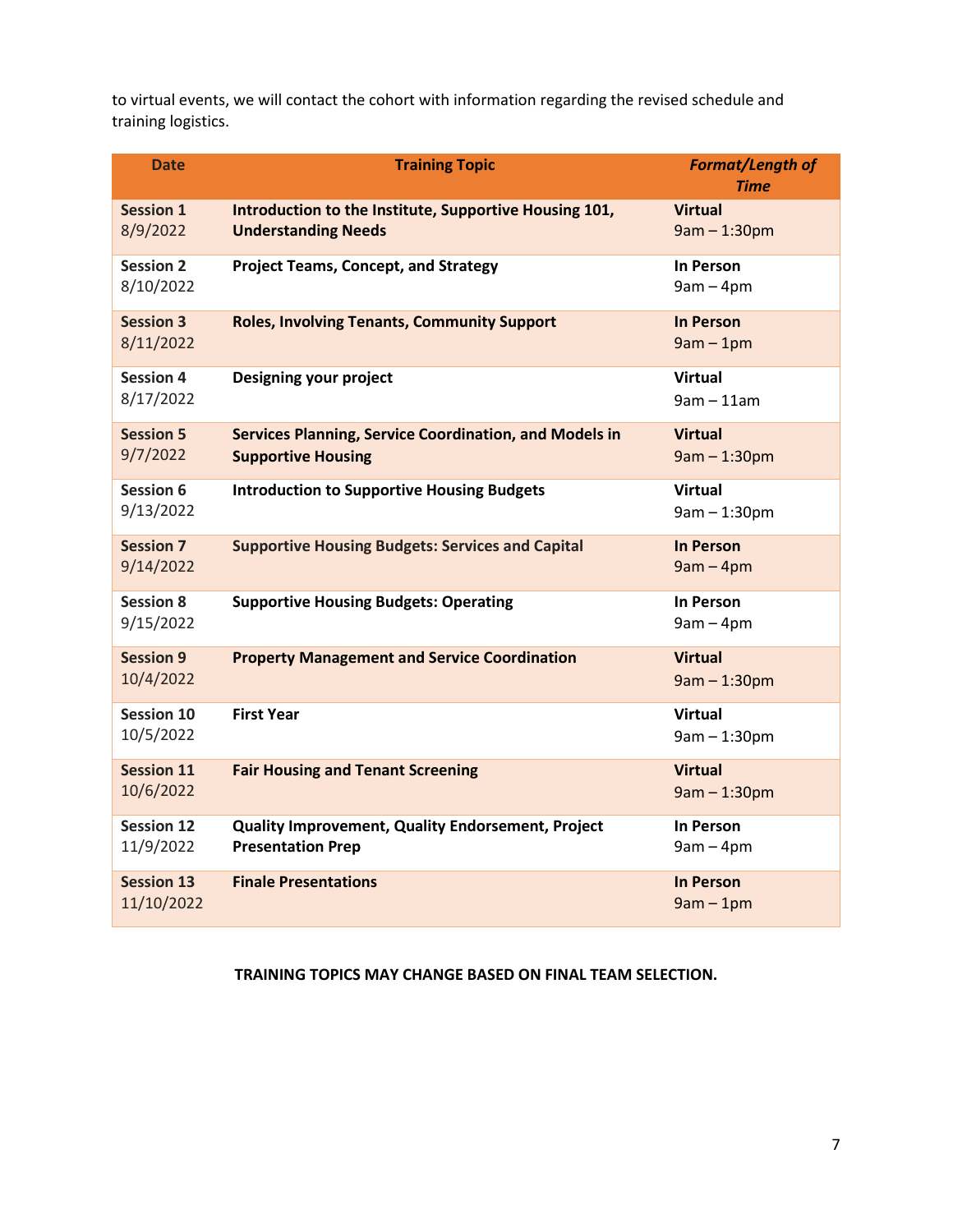to virtual events, we will contact the cohort with information regarding the revised schedule and training logistics.

| Date | Training Topic | *Format/Length of Time* |
|---|---|---|
| **Session 1** 8/9/2022 | **Introduction to the Institute, Supportive Housing 101, Understanding Needs** | **Virtual** 9am – 1:30pm |
| **Session 2** 8/10/2022 | **Project Teams, Concept, and Strategy** | **In Person** 9am – 4pm |
| **Session 3** 8/11/2022 | **Roles, Involving Tenants, Community Support** | **In Person** 9am – 1pm |
| **Session 4** 8/17/2022 | **Designing your project** | **Virtual** 9am – 11am |
| **Session 5** 9/7/2022 | **Services Planning, Service Coordination, and Models in Supportive Housing** | **Virtual** 9am – 1:30pm |
| **Session 6** 9/13/2022 | **Introduction to Supportive Housing Budgets** | **Virtual** 9am – 1:30pm |
| **Session 7** 9/14/2022 | **Supportive Housing Budgets: Services and Capital** | **In Person** 9am – 4pm |
| **Session 8** 9/15/2022 | **Supportive Housing Budgets: Operating** | **In Person** 9am – 4pm |
| **Session 9** 10/4/2022 | **Property Management and Service Coordination** | **Virtual** 9am – 1:30pm |
| **Session 10** 10/5/2022 | **First Year** | **Virtual** 9am – 1:30pm |
| **Session 11** 10/6/2022 | **Fair Housing and Tenant Screening** | **Virtual** 9am – 1:30pm |
| **Session 12** 11/9/2022 | **Quality Improvement, Quality Endorsement, Project Presentation Prep** | **In Person** 9am – 4pm |
| **Session 13** 11/10/2022 | **Finale Presentations** | **In Person** 9am – 1pm |

**TRAINING TOPICS MAY CHANGE BASED ON FINAL TEAM SELECTION.**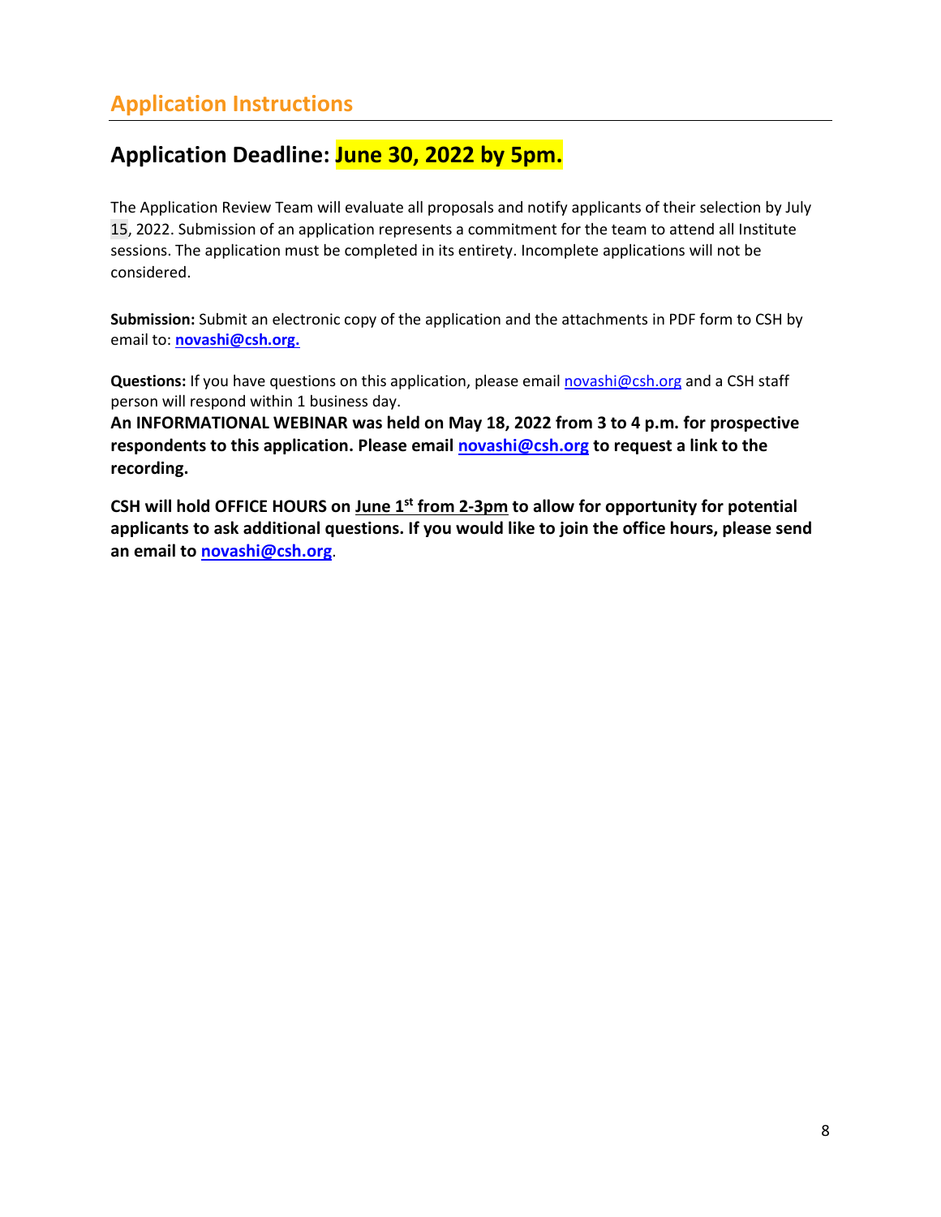## Application Instructions

### Application Deadline: June 30, 2022 by 5pm.

The Application Review Team will evaluate all proposals and notify applicants of their selection by July 15, 2022. Submission of an application represents a commitment for the team to attend all Institute sessions. The application must be completed in its entirety. Incomplete applications will not be considered.

**Submission:** Submit an electronic copy of the application and the attachments in PDF form to CSH by email to: **novashi@csh.org.**

**Questions:** If you have questions on this application, please email novashi@csh.org and a CSH staff person will respond within 1 business day.

**An INFORMATIONAL WEBINAR was held on May 18, 2022 from 3 to 4 p.m. for prospective respondents to this application. Please email novashi@csh.org to request a link to the recording.**

**CSH will hold OFFICE HOURS on June 1st from 2-3pm to allow for opportunity for potential applicants to ask additional questions. If you would like to join the office hours, please send an email to novashi@csh.org.**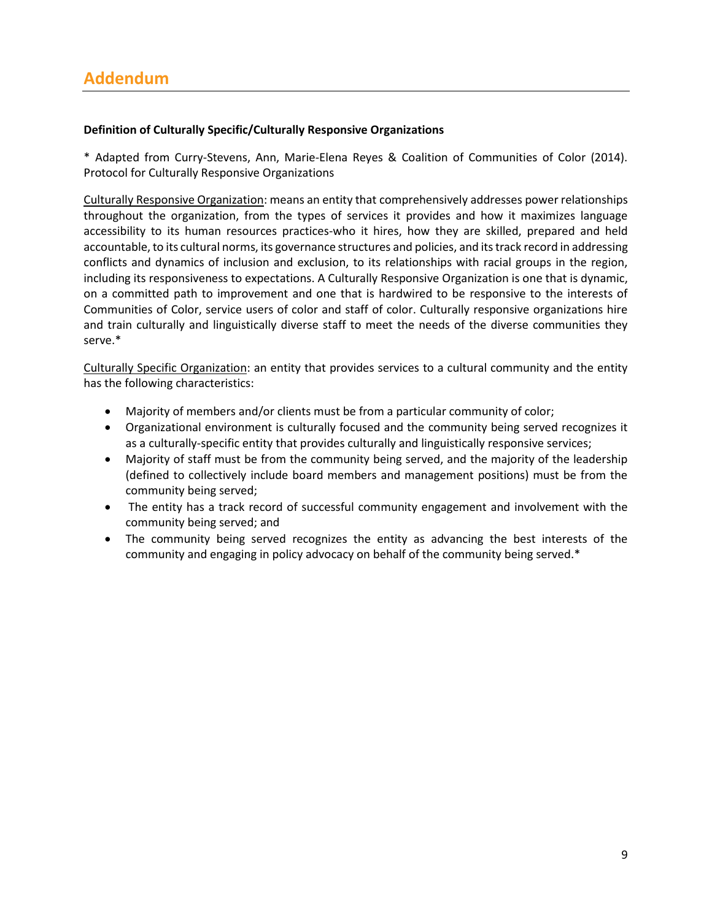# Addendum

**Definition of Culturally Specific/Culturally Responsive Organizations**

* Adapted from Curry-Stevens, Ann, Marie-Elena Reyes & Coalition of Communities of Color (2014). Protocol for Culturally Responsive Organizations

<u>Culturally Responsive Organization</u>: means an entity that comprehensively addresses power relationships throughout the organization, from the types of services it provides and how it maximizes language accessibility to its human resources practices-who it hires, how they are skilled, prepared and held accountable, to its cultural norms, its governance structures and policies, and its track record in addressing conflicts and dynamics of inclusion and exclusion, to its relationships with racial groups in the region, including its responsiveness to expectations. A Culturally Responsive Organization is one that is dynamic, on a committed path to improvement and one that is hardwired to be responsive to the interests of Communities of Color, service users of color and staff of color. Culturally responsive organizations hire and train culturally and linguistically diverse staff to meet the needs of the diverse communities they serve.*

<u>Culturally Specific Organization</u>: an entity that provides services to a cultural community and the entity has the following characteristics:

- Majority of members and/or clients must be from a particular community of color;
- Organizational environment is culturally focused and the community being served recognizes it as a culturally-specific entity that provides culturally and linguistically responsive services;
- Majority of staff must be from the community being served, and the majority of the leadership (defined to collectively include board members and management positions) must be from the community being served;
- The entity has a track record of successful community engagement and involvement with the community being served; and
- The community being served recognizes the entity as advancing the best interests of the community and engaging in policy advocacy on behalf of the community being served.*